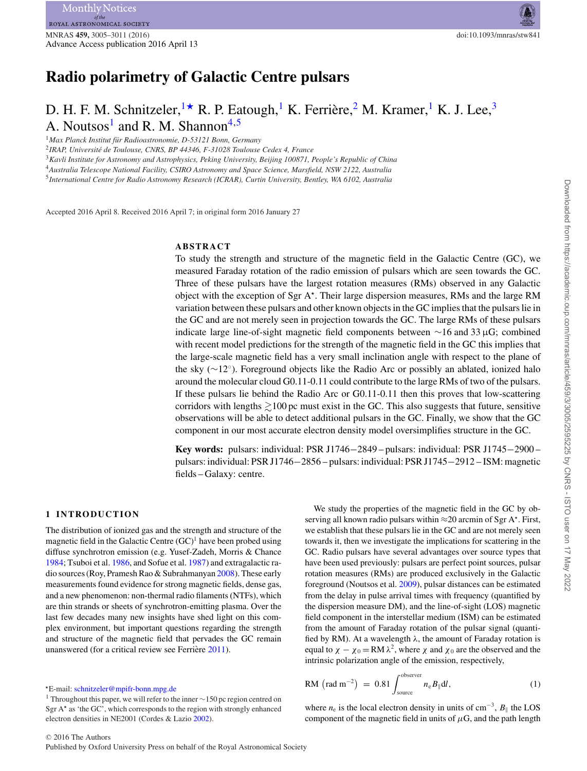# Radio polarimetry of Galactic Centre pulsars

D. H. F. M. Schnitzeler,[1★] R. P. Eatough,[1] K. Ferrière,[2] M. Kramer,[1] K. J. Lee,[3] A. Noutsos[1] and R. M. Shannon[4,5]

[1] *Max Planck Institut für Radioastronomie, D-53121 Bonn, Germany*
[2] *IRAP, Université de Toulouse, CNRS, BP 44346, F-31028 Toulouse Cedex 4, France*
[3] *Kavli Institute for Astronomy and Astrophysics, Peking University, Beijing 100871, People's Republic of China*
[4] *Australia Telescope National Facility, CSIRO Astronomy and Space Science, Marsfield, NSW 2122, Australia*
[5] *International Centre for Radio Astronomy Research (ICRAR), Curtin University, Bentley, WA 6102, Australia*

Accepted 2016 April 8. Received 2016 April 7; in original form 2016 January 27

## ABSTRACT

To study the strength and structure of the magnetic field in the Galactic Centre (GC), we measured Faraday rotation of the radio emission of pulsars which are seen towards the GC. Three of these pulsars have the largest rotation measures (RMs) observed in any Galactic object with the exception of Sgr A★. Their large dispersion measures, RMs and the large RM variation between these pulsars and other known objects in the GC implies that the pulsars lie in the GC and are not merely seen in projection towards the GC. The large RMs of these pulsars indicate large line-of-sight magnetic field components between ∼16 and 33 μG; combined with recent model predictions for the strength of the magnetic field in the GC this implies that the large-scale magnetic field has a very small inclination angle with respect to the plane of the sky (∼12°). Foreground objects like the Radio Arc or possibly an ablated, ionized halo around the molecular cloud G0.11-0.11 could contribute to the large RMs of two of the pulsars. If these pulsars lie behind the Radio Arc or G0.11-0.11 then this proves that low-scattering corridors with lengths ≳100 pc must exist in the GC. This also suggests that future, sensitive observations will be able to detect additional pulsars in the GC. Finally, we show that the GC component in our most accurate electron density model oversimplifies structure in the GC.

**Key words:** pulsars: individual: PSR J1746−2849 – pulsars: individual: PSR J1745−2900 – pulsars: individual: PSR J1746−2856 – pulsars: individual: PSR J1745−2912 – ISM: magnetic fields – Galaxy: centre.

## 1 INTRODUCTION

The distribution of ionized gas and the strength and structure of the magnetic field in the Galactic Centre (GC)[1] have been probed using diffuse synchrotron emission (e.g. Yusef-Zadeh, Morris & Chance 1984; Tsuboi et al. 1986, and Sofue et al. 1987) and extragalactic radio sources (Roy, Pramesh Rao & Subrahmanyan 2008). These early measurements found evidence for strong magnetic fields, dense gas, and a new phenomenon: non-thermal radio filaments (NTFs), which are thin strands or sheets of synchrotron-emitting plasma. Over the last few decades many new insights have shed light on this complex environment, but important questions regarding the strength and structure of the magnetic field that pervades the GC remain unanswered (for a critical review see Ferrière 2011).

We study the properties of the magnetic field in the GC by observing all known radio pulsars within ≈20 arcmin of Sgr A★. First, we establish that these pulsars lie in the GC and are not merely seen towards it, then we investigate the implications for scattering in the GC. Radio pulsars have several advantages over source types that have been used previously: pulsars are perfect point sources, pulsar rotation measures (RMs) are produced exclusively in the Galactic foreground (Noutsos et al. 2009), pulsar distances can be estimated from the delay in pulse arrival times with frequency (quantified by the dispersion measure DM), and the line-of-sight (LOS) magnetic field component in the interstellar medium (ISM) can be estimated from the amount of Faraday rotation of the pulsar signal (quantified by RM). At a wavelength $\lambda$, the amount of Faraday rotation is equal to $\chi - \chi_0 = \mathrm{RM}\,\lambda^2$, where $\chi$ and $\chi_0$ are the observed and the intrinsic polarization angle of the emission, respectively,

$$\mathrm{RM}\ \left(\mathrm{rad\ m^{-2}}\right)\ =\ 0.81\int_{\mathrm{source}}^{\mathrm{observer}} n_{\mathrm{e}} B_{\parallel} dl, \tag{1}$$

where $n_{\mathrm{e}}$ is the local electron density in units of $\mathrm{cm^{-3}}$, $B_{\parallel}$ the LOS component of the magnetic field in units of $\mu$G, and the path length

★E-mail: schnitzeler@mpifr-bonn.mpg.de

[1] Throughout this paper, we will refer to the inner ∼150 pc region centred on Sgr A★ as 'the GC', which corresponds to the region with strongly enhanced electron densities in NE2001 (Cordes & Lazio 2002).

© 2016 The Authors
Published by Oxford University Press on behalf of the Royal Astronomical Society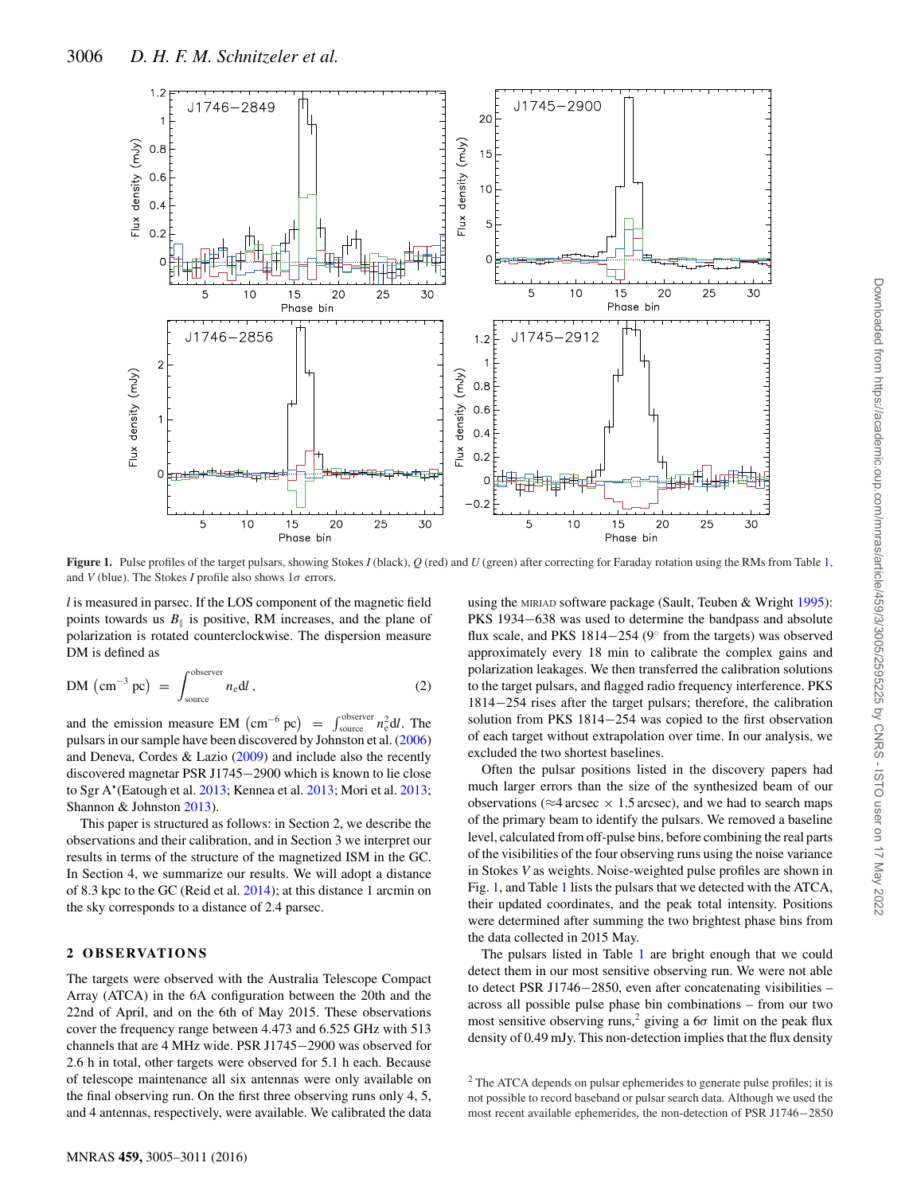J1746−2849

1.2
1
0.8
0.6
0.4
0.2
0

Flux density (mJy)

5 10 15 20 25 30

Phase bin

J1745−2900

20
15
10
5
0

Flux density (mJy)

5 10 15 20 25 30

Phase bin

J1746−2856

2
1
0

Flux density (mJy)

5 10 15 20 25 30

Phase bin

J1745−2912

1.2
1
0.8
0.6
0.4
0.2
0
−0.2

Flux density (mJy)

5 10 15 20 25 30

Phase bin

**Figure 1.** Pulse profiles of the target pulsars, showing Stokes $I$ (black), $Q$ (red) and $U$ (green) after correcting for Faraday rotation using the RMs from Table 1, and $V$ (blue). The Stokes $I$ profile also shows $1\sigma$ errors.

$l$ is measured in parsec. If the LOS component of the magnetic field points towards us $B_{\parallel}$ is positive, RM increases, and the plane of polarization is rotated counterclockwise. The dispersion measure DM is defined as

$$\mathrm{DM}\ \left(\mathrm{cm}^{-3}\ \mathrm{pc}\right) = \int_{\mathrm{source}}^{\mathrm{observer}} n_{\mathrm{e}} \mathrm{d}l\,, \tag{2}$$

and the emission measure EM $\left(\mathrm{cm}^{-6}\ \mathrm{pc}\right) = \int_{\mathrm{source}}^{\mathrm{observer}} n_{\mathrm{e}}^2 \mathrm{d}l$. The pulsars in our sample have been discovered by Johnston et al. (2006) and Deneva, Cordes & Lazio (2009) and include also the recently discovered magnetar PSR J1745−2900 which is known to lie close to Sgr A$^{\star}$(Eatough et al. 2013; Kennea et al. 2013; Mori et al. 2013; Shannon & Johnston 2013).

This paper is structured as follows: in Section 2, we describe the observations and their calibration, and in Section 3 we interpret our results in terms of the structure of the magnetized ISM in the GC. In Section 4, we summarize our results. We will adopt a distance of 8.3 kpc to the GC (Reid et al. 2014); at this distance 1 arcmin on the sky corresponds to a distance of 2.4 parsec.

## 2 OBSERVATIONS

The targets were observed with the Australia Telescope Compact Array (ATCA) in the 6A configuration between the 20th and the 22nd of April, and on the 6th of May 2015. These observations cover the frequency range between 4.473 and 6.525 GHz with 513 channels that are 4 MHz wide. PSR J1745−2900 was observed for 2.6 h in total, other targets were observed for 5.1 h each. Because of telescope maintenance all six antennas were only available on the final observing run. On the first three observing runs only 4, 5, and 4 antennas, respectively, were available. We calibrated the data using the MIRIAD software package (Sault, Teuben & Wright 1995): PKS 1934−638 was used to determine the bandpass and absolute flux scale, and PKS 1814−254 (9° from the targets) was observed approximately every 18 min to calibrate the complex gains and polarization leakages. We then transferred the calibration solutions to the target pulsars, and flagged radio frequency interference. PKS 1814−254 rises after the target pulsars; therefore, the calibration solution from PKS 1814−254 was copied to the first observation of each target without extrapolation over time. In our analysis, we excluded the two shortest baselines.

Often the pulsar positions listed in the discovery papers had much larger errors than the size of the synthesized beam of our observations (≈4 arcsec × 1.5 arcsec), and we had to search maps of the primary beam to identify the pulsars. We removed a baseline level, calculated from off-pulse bins, before combining the real parts of the visibilities of the four observing runs using the noise variance in Stokes $V$ as weights. Noise-weighted pulse profiles are shown in Fig. 1, and Table 1 lists the pulsars that we detected with the ATCA, their updated coordinates, and the peak total intensity. Positions were determined after summing the two brightest phase bins from the data collected in 2015 May.

The pulsars listed in Table 1 are bright enough that we could detect them in our most sensitive observing run. We were not able to detect PSR J1746−2850, even after concatenating visibilities – across all possible pulse phase bin combinations – from our two most sensitive observing runs,[2] giving a $6\sigma$ limit on the peak flux density of 0.49 mJy. This non-detection implies that the flux density

[2] The ATCA depends on pulsar ephemerides to generate pulse profiles; it is not possible to record baseband or pulsar search data. Although we used the most recent available ephemerides, the non-detection of PSR J1746−2850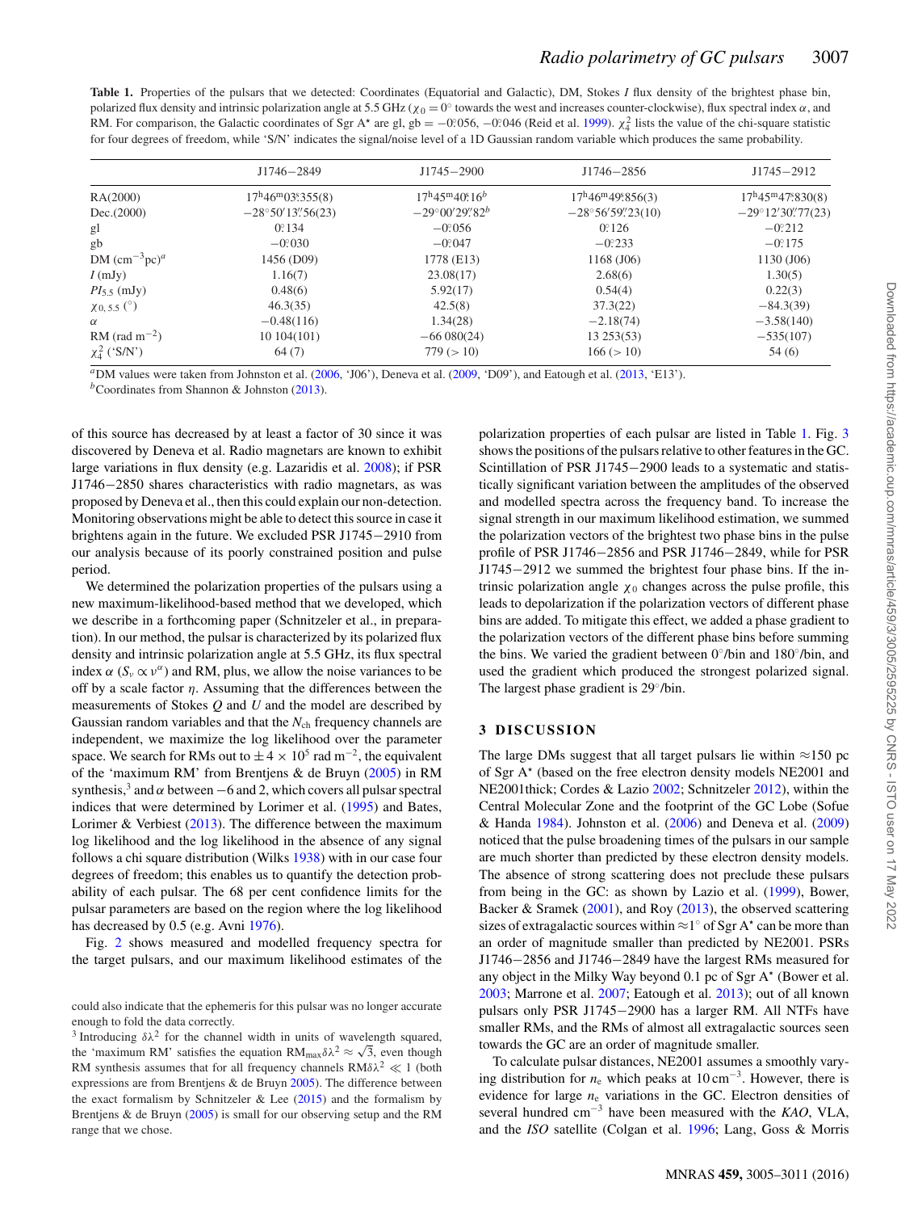**Table 1.** Properties of the pulsars that we detected: Coordinates (Equatorial and Galactic), DM, Stokes $I$ flux density of the brightest phase bin, polarized flux density and intrinsic polarization angle at 5.5 GHz ($\chi_0 = 0°$ towards the west and increases counter-clockwise), flux spectral index $\alpha$, and RM. For comparison, the Galactic coordinates of Sgr A⋆ are gl, gb = −0°.056, −0°.046 (Reid et al. 1999). $\chi^2_4$ lists the value of the chi-square statistic for four degrees of freedom, while 'S/N' indicates the signal/noise level of a 1D Gaussian random variable which produces the same probability.

| | J1746−2849 | J1745−2900 | J1746−2856 | J1745−2912 |
|---|---|---|---|---|
| RA(2000) | 17h46m03s.355(8) | 17h45m40s.16[b] | 17h46m49s.856(3) | 17h45m47s.830(8) |
| Dec.(2000) | −28°50′13″.56(23) | −29°00′29″.82[b] | −28°56′59″.23(10) | −29°12′30″.77(23) |
| gl | 0°.134 | −0°.056 | 0°.126 | −0°.212 |
| gb | −0°.030 | −0°.047 | −0°.233 | −0°.175 |
| DM (cm$^{-3}$pc)[a] | 1456 (D09) | 1778 (E13) | 1168 (J06) | 1130 (J06) |
| $I$ (mJy) | 1.16(7) | 23.08(17) | 2.68(6) | 1.30(5) |
| $PI_{5.5}$ (mJy) | 0.48(6) | 5.92(17) | 0.54(4) | 0.22(3) |
| $\chi_{0,\,5.5}$ (°) | 46.3(35) | 42.5(8) | 37.3(22) | −84.3(39) |
| $\alpha$ | −0.48(116) | 1.34(28) | −2.18(74) | −3.58(140) |
| RM (rad m$^{-2}$) | 10 104(101) | −66 080(24) | 13 253(53) | −535(107) |
| $\chi^2_4$ ('S/N') | 64 (7) | 779 (> 10) | 166 (> 10) | 54 (6) |

[a]DM values were taken from Johnston et al. (2006, 'J06'), Deneva et al. (2009, 'D09'), and Eatough et al. (2013, 'E13').
[b]Coordinates from Shannon & Johnston (2013).

of this source has decreased by at least a factor of 30 since it was discovered by Deneva et al. Radio magnetars are known to exhibit large variations in flux density (e.g. Lazaridis et al. 2008); if PSR J1746−2850 shares characteristics with radio magnetars, as was proposed by Deneva et al., then this could explain our non-detection. Monitoring observations might be able to detect this source in case it brightens again in the future. We excluded PSR J1745−2910 from our analysis because of its poorly constrained position and pulse period.

We determined the polarization properties of the pulsars using a new maximum-likelihood-based method that we developed, which we describe in a forthcoming paper (Schnitzeler et al., in preparation). In our method, the pulsar is characterized by its polarized flux density and intrinsic polarization angle at 5.5 GHz, its flux spectral index $\alpha$ ($S_\nu \propto \nu^\alpha$) and RM, plus, we allow the noise variances to be off by a scale factor $\eta$. Assuming that the differences between the measurements of Stokes $Q$ and $U$ and the model are described by Gaussian random variables and that the $N_{\rm ch}$ frequency channels are independent, we maximize the log likelihood over the parameter space. We search for RMs out to $\pm 4 \times 10^5$ rad m$^{-2}$, the equivalent of the 'maximum RM' from Brentjens & de Bruyn (2005) in RM synthesis,[3] and $\alpha$ between −6 and 2, which covers all pulsar spectral indices that were determined by Lorimer et al. (1995) and Bates, Lorimer & Verbiest (2013). The difference between the maximum log likelihood and the log likelihood in the absence of any signal follows a chi square distribution (Wilks 1938) with in our case four degrees of freedom; this enables us to quantify the detection probability of each pulsar. The 68 per cent confidence limits for the pulsar parameters are based on the region where the log likelihood has decreased by 0.5 (e.g. Avni 1976).

Fig. 2 shows measured and modelled frequency spectra for the target pulsars, and our maximum likelihood estimates of the polarization properties of each pulsar are listed in Table 1. Fig. 3 shows the positions of the pulsars relative to other features in the GC. Scintillation of PSR J1745−2900 leads to a systematic and statistically significant variation between the amplitudes of the observed and modelled spectra across the frequency band. To increase the signal strength in our maximum likelihood estimation, we summed the polarization vectors of the brightest two phase bins in the pulse profile of PSR J1746−2856 and PSR J1746−2849, while for PSR J1745−2912 we summed the brightest four phase bins. If the intrinsic polarization angle $\chi_0$ changes across the pulse profile, this leads to depolarization if the polarization vectors of different phase bins are added. To mitigate this effect, we added a phase gradient to the polarization vectors of the different phase bins before summing the bins. We varied the gradient between 0°/bin and 180°/bin, and used the gradient which produced the strongest polarized signal. The largest phase gradient is 29°/bin.

## 3 DISCUSSION

The large DMs suggest that all target pulsars lie within ≈150 pc of Sgr A⋆ (based on the free electron density models NE2001 and NE2001thick; Cordes & Lazio 2002; Schnitzeler 2012), within the Central Molecular Zone and the footprint of the GC Lobe (Sofue & Handa 1984). Johnston et al. (2006) and Deneva et al. (2009) noticed that the pulse broadening times of the pulsars in our sample are much shorter than predicted by these electron density models. The absence of strong scattering does not preclude these pulsars from being in the GC: as shown by Lazio et al. (1999), Bower, Backer & Sramek (2001), and Roy (2013), the observed scattering sizes of extragalactic sources within ≈1° of Sgr A⋆ can be more than an order of magnitude smaller than predicted by NE2001. PSRs J1746−2856 and J1746−2849 have the largest RMs measured for any object in the Milky Way beyond 0.1 pc of Sgr A⋆ (Bower et al. 2003; Marrone et al. 2007; Eatough et al. 2013); out of all known pulsars only PSR J1745−2900 has a larger RM. All NTFs have smaller RMs, and the RMs of almost all extragalactic sources seen towards the GC are an order of magnitude smaller.

To calculate pulsar distances, NE2001 assumes a smoothly varying distribution for $n_{\rm e}$ which peaks at 10 cm$^{-3}$. However, there is evidence for large $n_{\rm e}$ variations in the GC. Electron densities of several hundred cm$^{-3}$ have been measured with the *KAO*, VLA, and the *ISO* satellite (Colgan et al. 1996; Lang, Goss & Morris

could also indicate that the ephemeris for this pulsar was no longer accurate enough to fold the data correctly.

[3] Introducing $\delta\lambda^2$ for the channel width in units of wavelength squared, the 'maximum RM' satisfies the equation $\mathrm{RM}_{\rm max}\delta\lambda^2 \approx \sqrt{3}$, even though RM synthesis assumes that for all frequency channels $\mathrm{RM}\delta\lambda^2 \ll 1$ (both expressions are from Brentjens & de Bruyn 2005). The difference between the exact formalism by Schnitzeler & Lee (2015) and the formalism by Brentjens & de Bruyn (2005) is small for our observing setup and the RM range that we chose.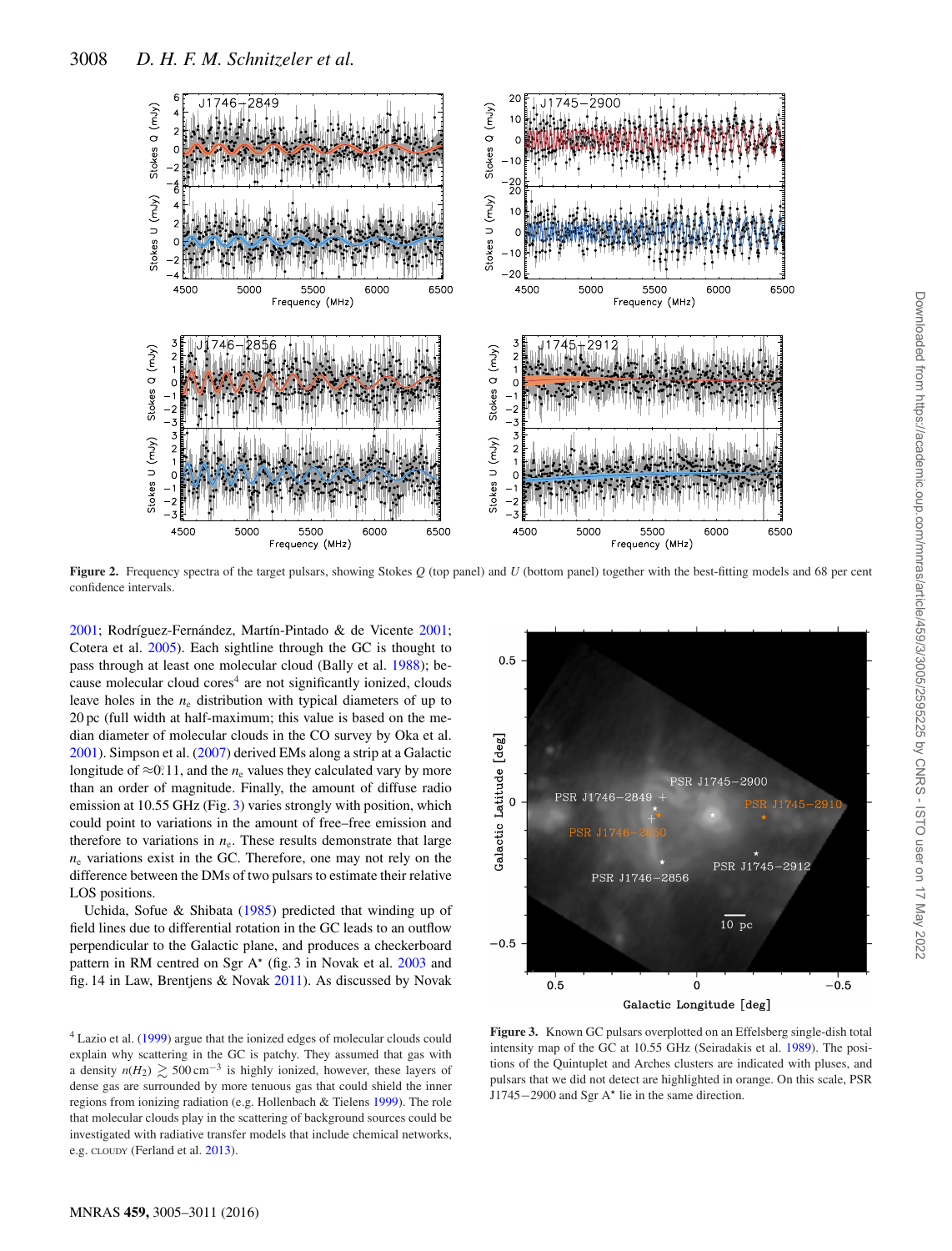J1746−2849

Stokes Q (mJy)

Stokes U (mJy)

Frequency (MHz)

J1745−2900

J1746−2856

J1745−2912

**Figure 2.** Frequency spectra of the target pulsars, showing Stokes $Q$ (top panel) and $U$ (bottom panel) together with the best-fitting models and 68 per cent confidence intervals.

2001; Rodríguez-Fernández, Martín-Pintado & de Vicente 2001; Cotera et al. 2005). Each sightline through the GC is thought to pass through at least one molecular cloud (Bally et al. 1988); because molecular cloud cores[4] are not significantly ionized, clouds leave holes in the $n_e$ distribution with typical diameters of up to 20 pc (full width at half-maximum; this value is based on the median diameter of molecular clouds in the CO survey by Oka et al. 2001). Simpson et al. (2007) derived EMs along a strip at a Galactic longitude of ≈0.°11, and the $n_e$ values they calculated vary by more than an order of magnitude. Finally, the amount of diffuse radio emission at 10.55 GHz (Fig. 3) varies strongly with position, which could point to variations in the amount of free–free emission and therefore to variations in $n_e$. These results demonstrate that large $n_e$ variations exist in the GC. Therefore, one may not rely on the difference between the DMs of two pulsars to estimate their relative LOS positions.

Uchida, Sofue & Shibata (1985) predicted that winding up of field lines due to differential rotation in the GC leads to an outflow perpendicular to the Galactic plane, and produces a checkerboard pattern in RM centred on Sgr A* (fig. 3 in Novak et al. 2003 and fig. 14 in Law, Brentjens & Novak 2011). As discussed by Novak

Galactic Latitude [deg]

Galactic Longitude [deg]

PSR J1745−2900

PSR J1746−2849

PSR J1745−2910

PSR J1746−2850

PSR J1745−2912

PSR J1746−2856

10 pc

**Figure 3.** Known GC pulsars overplotted on an Effelsberg single-dish total intensity map of the GC at 10.55 GHz (Seiradakis et al. 1989). The positions of the Quintuplet and Arches clusters are indicated with pluses, and pulsars that we did not detect are highlighted in orange. On this scale, PSR J1745−2900 and Sgr A* lie in the same direction.

[4] Lazio et al. (1999) argue that the ionized edges of molecular clouds could explain why scattering in the GC is patchy. They assumed that gas with a density $n(H_2) \gtrsim 500\,\mathrm{cm}^{-3}$ is highly ionized, however, these layers of dense gas are surrounded by more tenuous gas that could shield the inner regions from ionizing radiation (e.g. Hollenbach & Tielens 1999). The role that molecular clouds play in the scattering of background sources could be investigated with radiative transfer models that include chemical networks, e.g. CLOUDY (Ferland et al. 2013).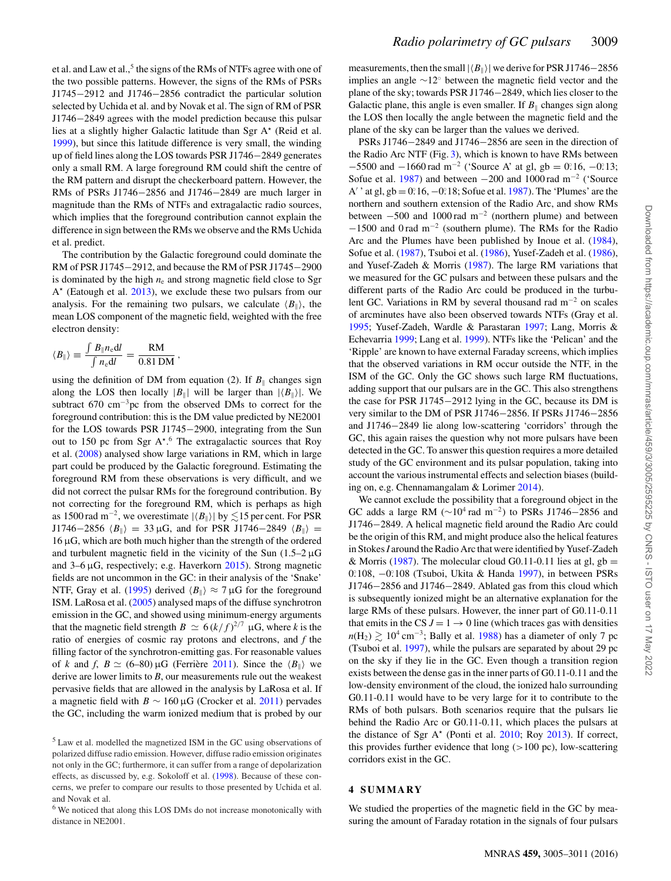et al. and Law et al.,[5] the signs of the RMs of NTFs agree with one of the two possible patterns. However, the signs of the RMs of PSRs J1745−2912 and J1746−2856 contradict the particular solution selected by Uchida et al. and by Novak et al. The sign of RM of PSR J1746−2849 agrees with the model prediction because this pulsar lies at a slightly higher Galactic latitude than Sgr A* (Reid et al. 1999), but since this latitude difference is very small, the winding up of field lines along the LOS towards PSR J1746−2849 generates only a small RM. A large foreground RM could shift the centre of the RM pattern and disrupt the checkerboard pattern. However, the RMs of PSRs J1746−2856 and J1746−2849 are much larger in magnitude than the RMs of NTFs and extragalactic radio sources, which implies that the foreground contribution cannot explain the difference in sign between the RMs we observe and the RMs Uchida et al. predict.

The contribution by the Galactic foreground could dominate the RM of PSR J1745−2912, and because the RM of PSR J1745−2900 is dominated by the high $n_e$ and strong magnetic field close to Sgr A* (Eatough et al. 2013), we exclude these two pulsars from our analysis. For the remaining two pulsars, we calculate $\langle B_\parallel \rangle$, the mean LOS component of the magnetic field, weighted with the free electron density:

$$\langle B_\parallel \rangle \equiv \frac{\int B_\parallel n_e \mathrm{d}l}{\int n_e \mathrm{d}l} = \frac{\mathrm{RM}}{0.81\,\mathrm{DM}}\,,$$

using the definition of DM from equation (2). If $B_\parallel$ changes sign along the LOS then locally $|B_\parallel|$ will be larger than $|\langle B_\parallel \rangle|$. We subtract 670 $\mathrm{cm}^{-3}$pc from the observed DMs to correct for the foreground contribution: this is the DM value predicted by NE2001 for the LOS towards PSR J1745−2900, integrating from the Sun out to 150 pc from Sgr A*.[6] The extragalactic sources that Roy et al. (2008) analysed show large variations in RM, which in large part could be produced by the Galactic foreground. Estimating the foreground RM from these observations is very difficult, and we did not correct the pulsar RMs for the foreground contribution. By not correcting for the foreground RM, which is perhaps as high as 1500 rad $\mathrm{m}^{-2}$, we overestimate $|\langle B_\parallel \rangle|$ by $\lesssim$15 per cent. For PSR J1746−2856 $\langle B_\parallel \rangle = 33\,\mu$G, and for PSR J1746−2849 $\langle B_\parallel \rangle = 16\,\mu$G, which are both much higher than the strength of the ordered and turbulent magnetic field in the vicinity of the Sun (1.5–2 μG and 3–6 μG, respectively; e.g. Haverkorn 2015). Strong magnetic fields are not uncommon in the GC: in their analysis of the 'Snake' NTF, Gray et al. (1995) derived $\langle B_\parallel \rangle \approx 7\,\mu$G for the foreground ISM. LaRosa et al. (2005) analysed maps of the diffuse synchrotron emission in the GC, and showed using minimum-energy arguments that the magnetic field strength $B \simeq 6\,(k/f)^{2/7}\;\mu$G, where $k$ is the ratio of energies of cosmic ray protons and electrons, and $f$ the filling factor of the synchrotron-emitting gas. For reasonable values of $k$ and $f$, $B \simeq (6$–$80)\,\mu$G (Ferrière 2011). Since the $\langle B_\parallel \rangle$ we derive are lower limits to $B$, our measurements rule out the weakest pervasive fields that are allowed in the analysis by LaRosa et al. If a magnetic field with $B \sim 160\,\mu$G (Crocker et al. 2011) pervades the GC, including the warm ionized medium that is probed by our measurements, then the small $|\langle B_\parallel \rangle|$ we derive for PSR J1746−2856 implies an angle ∼12° between the magnetic field vector and the plane of the sky; towards PSR J1746−2849, which lies closer to the Galactic plane, this angle is even smaller. If $B_\parallel$ changes sign along the LOS then locally the angle between the magnetic field and the plane of the sky can be larger than the values we derived.

PSRs J1746−2849 and J1746−2856 are seen in the direction of the Radio Arc NTF (Fig. 3), which is known to have RMs between −5500 and −1660 rad $\mathrm{m}^{-2}$ ('Source A' at gl, gb = 0°.16, −0°.13; Sofue et al. 1987) and between −200 and 1000 rad $\mathrm{m}^{-2}$ ('Source A′' at gl, gb = 0°.16, −0°.18; Sofue et al. 1987). The 'Plumes' are the northern and southern extension of the Radio Arc, and show RMs between −500 and 1000 rad $\mathrm{m}^{-2}$ (northern plume) and between −1500 and 0 rad $\mathrm{m}^{-2}$ (southern plume). The RMs for the Radio Arc and the Plumes have been published by Inoue et al. (1984), Sofue et al. (1987), Tsuboi et al. (1986), Yusef-Zadeh et al. (1986), and Yusef-Zadeh & Morris (1987). The large RM variations that we measured for the GC pulsars and between these pulsars and the different parts of the Radio Arc could be produced in the turbulent GC. Variations in RM by several thousand rad $\mathrm{m}^{-2}$ on scales of arcminutes have also been observed towards NTFs (Gray et al. 1995; Yusef-Zadeh, Wardle & Parastaran 1997; Lang, Morris & Echevarria 1999; Lang et al. 1999). NTFs like the 'Pelican' and the 'Ripple' are known to have external Faraday screens, which implies that the observed variations in RM occur outside the NTF, in the ISM of the GC. Only the GC shows such large RM fluctuations, adding support that our pulsars are in the GC. This also strengthens the case for PSR J1745−2912 lying in the GC, because its DM is very similar to the DM of PSR J1746−2856. If PSRs J1746−2856 and J1746−2849 lie along low-scattering 'corridors' through the GC, this again raises the question why not more pulsars have been detected in the GC. To answer this question requires a more detailed study of the GC environment and its pulsar population, taking into account the various instrumental effects and selection biases (building on, e.g. Chennamangalam & Lorimer 2014).

We cannot exclude the possibility that a foreground object in the GC adds a large RM (∼$10^4$ rad $\mathrm{m}^{-2}$) to PSRs J1746−2856 and J1746−2849. A helical magnetic field around the Radio Arc could be the origin of this RM, and might produce also the helical features in Stokes *I* around the Radio Arc that were identified by Yusef-Zadeh & Morris (1987). The molecular cloud G0.11-0.11 lies at gl, gb = 0°.108, −0°.108 (Tsuboi, Ukita & Handa 1997), in between PSRs J1746−2856 and J1746−2849. Ablated gas from this cloud which is subsequently ionized might be an alternative explanation for the large RMs of these pulsars. However, the inner part of G0.11-0.11 that emits in the CS $J = 1 \rightarrow 0$ line (which traces gas with densities $n(\mathrm{H}_2) \gtrsim 10^4\,\mathrm{cm}^{-3}$; Bally et al. 1988) has a diameter of only 7 pc (Tsuboi et al. 1997), while the pulsars are separated by about 29 pc on the sky if they lie in the GC. Even though a transition region exists between the dense gas in the inner parts of G0.11-0.11 and the low-density environment of the cloud, the ionized halo surrounding G0.11-0.11 would have to be very large for it to contribute to the RMs of both pulsars. Both scenarios require that the pulsars lie behind the Radio Arc or G0.11-0.11, which places the pulsars at the distance of Sgr A* (Ponti et al. 2010; Roy 2013). If correct, this provides further evidence that long (>100 pc), low-scattering corridors exist in the GC.

## 4 SUMMARY

We studied the properties of the magnetic field in the GC by measuring the amount of Faraday rotation in the signals of four pulsars

[5] Law et al. modelled the magnetized ISM in the GC using observations of polarized diffuse radio emission. However, diffuse radio emission originates not only in the GC; furthermore, it can suffer from a range of depolarization effects, as discussed by, e.g. Sokoloff et al. (1998). Because of these concerns, we prefer to compare our results to those presented by Uchida et al. and Novak et al.

[6] We noticed that along this LOS DMs do not increase monotonically with distance in NE2001.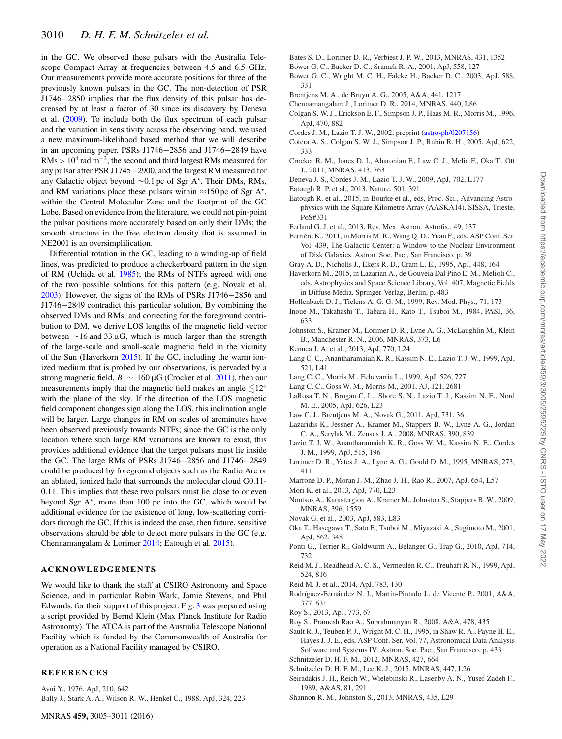in the GC. We observed these pulsars with the Australia Telescope Compact Array at frequencies between 4.5 and 6.5 GHz. Our measurements provide more accurate positions for three of the previously known pulsars in the GC. The non-detection of PSR J1746−2850 implies that the flux density of this pulsar has decreased by at least a factor of 30 since its discovery by Deneva et al. (2009). To include both the flux spectrum of each pulsar and the variation in sensitivity across the observing band, we used a new maximum-likelihood based method that we will describe in an upcoming paper. PSRs J1746−2856 and J1746−2849 have RMs $> 10^4$ rad m$^{-2}$, the second and third largest RMs measured for any pulsar after PSR J1745−2900, and the largest RM measured for any Galactic object beyond ∼0.1 pc of Sgr A$^{\star}$. Their DMs, RMs, and RM variations place these pulsars within ≈150 pc of Sgr A$^{\star}$, within the Central Molecular Zone and the footprint of the GC Lobe. Based on evidence from the literature, we could not pin-point the pulsar positions more accurately based on only their DMs; the smooth structure in the free electron density that is assumed in NE2001 is an oversimplification.

Differential rotation in the GC, leading to a winding-up of field lines, was predicted to produce a checkerboard pattern in the sign of RM (Uchida et al. 1985); the RMs of NTFs agreed with one of the two possible solutions for this pattern (e.g. Novak et al. 2003). However, the signs of the RMs of PSRs J1746−2856 and J1746−2849 contradict this particular solution. By combining the observed DMs and RMs, and correcting for the foreground contribution to DM, we derive LOS lengths of the magnetic field vector between ∼16 and 33 μG, which is much larger than the strength of the large-scale and small-scale magnetic field in the vicinity of the Sun (Haverkorn 2015). If the GC, including the warm ionized medium that is probed by our observations, is pervaded by a strong magnetic field, $B \sim 160\,\mu$G (Crocker et al. 2011), then our measurements imply that the magnetic field makes an angle $\lesssim 12^{\circ}$ with the plane of the sky. If the direction of the LOS magnetic field component changes sign along the LOS, this inclination angle will be larger. Large changes in RM on scales of arcminutes have been observed previously towards NTFs; since the GC is the only location where such large RM variations are known to exist, this provides additional evidence that the target pulsars must lie inside the GC. The large RMs of PSRs J1746−2856 and J1746−2849 could be produced by foreground objects such as the Radio Arc or an ablated, ionized halo that surrounds the molecular cloud G0.11-0.11. This implies that these two pulsars must lie close to or even beyond Sgr A$^{\star}$, more than 100 pc into the GC, which would be additional evidence for the existence of long, low-scattering corridors through the GC. If this is indeed the case, then future, sensitive observations should be able to detect more pulsars in the GC (e.g. Chennamangalam & Lorimer 2014; Eatough et al. 2015).

## ACKNOWLEDGEMENTS

We would like to thank the staff at CSIRO Astronomy and Space Science, and in particular Robin Wark, Jamie Stevens, and Phil Edwards, for their support of this project. Fig. 3 was prepared using a script provided by Bernd Klein (Max Planck Institute for Radio Astronomy). The ATCA is part of the Australia Telescope National Facility which is funded by the Commonwealth of Australia for operation as a National Facility managed by CSIRO.

## REFERENCES

Avni Y., 1976, ApJ, 210, 642
Bally J., Stark A. A., Wilson R. W., Henkel C., 1988, ApJ, 324, 223
Bates S. D., Lorimer D. R., Verbiest J. P. W., 2013, MNRAS, 431, 1352
Bower G. C., Backer D. C., Sramek R. A., 2001, ApJ, 558, 127
Bower G. C., Wright M. C. H., Falcke H., Backer D. C., 2003, ApJ, 588, 331
Brentjens M. A., de Bruyn A. G., 2005, A&A, 441, 1217
Chennamangalam J., Lorimer D. R., 2014, MNRAS, 440, L86
Colgan S. W. J., Erickson E. F., Simpson J. P., Haas M. R., Morris M., 1996, ApJ, 470, 882
Cordes J. M., Lazio T. J. W., 2002, preprint (astro-ph/0207156)
Cotera A. S., Colgan S. W. J., Simpson J. P., Rubin R. H., 2005, ApJ, 622, 333
Crocker R. M., Jones D. I., Aharonian F., Law C. J., Melia F., Oka T., Ott J., 2011, MNRAS, 413, 763
Deneva J. S., Cordes J. M., Lazio T. J. W., 2009, ApJ, 702, L177
Eatough R. P. et al., 2013, Nature, 501, 391
Eatough R. et al., 2015, in Bourke et al., eds, Proc. Sci., Advancing Astrophysics with the Square Kilometre Array (AASKA14). SISSA, Trieste, PoS#331
Ferland G. J. et al., 2013, Rev. Mex. Astron. Astrofis., 49, 137
Ferrière K., 2011, in Morris M. R., Wang Q. D., Yuan F., eds, ASP Conf. Ser. Vol. 439, The Galactic Center: a Window to the Nuclear Environment of Disk Galaxies. Astron. Soc. Pac., San Francisco, p. 39
Gray A. D., Nicholls J., Ekers R. D., Cram L. E., 1995, ApJ, 448, 164
Haverkorn M., 2015, in Lazarian A., de Gouveia Dal Pino E. M., Melioli C., eds, Astrophysics and Space Science Library, Vol. 407, Magnetic Fields in Diffuse Media. Springer-Verlag, Berlin, p. 483
Hollenbach D. J., Tielens A. G. G. M., 1999, Rev. Mod. Phys., 71, 173
Inoue M., Takahashi T., Tabara H., Kato T., Tsuboi M., 1984, PASJ, 36, 633
Johnston S., Kramer M., Lorimer D. R., Lyne A. G., McLaughlin M., Klein B., Manchester R. N., 2006, MNRAS, 373, L6
Kennea J. A. et al., 2013, ApJ, 770, L24
Lang C. C., Anantharamaiah K. R., Kassim N. E., Lazio T. J. W., 1999, ApJ, 521, L41
Lang C. C., Morris M., Echevarria L., 1999, ApJ, 526, 727
Lang C. C., Goss W. M., Morris M., 2001, AJ, 121, 2681
LaRosa T. N., Brogan C. L., Shore S. N., Lazio T. J., Kassim N. E., Nord M. E., 2005, ApJ, 626, L23
Law C. J., Brentjens M. A., Novak G., 2011, ApJ, 731, 36
Lazaridis K., Jessner A., Kramer M., Stappers B. W., Lyne A. G., Jordan C. A., Serylak M., Zensus J. A., 2008, MNRAS, 390, 839
Lazio T. J. W., Anantharamaiah K. R., Goss W. M., Kassim N. E., Cordes J. M., 1999, ApJ, 515, 196
Lorimer D. R., Yates J. A., Lyne A. G., Gould D. M., 1995, MNRAS, 273, 411
Marrone D. P., Moran J. M., Zhao J.-H., Rao R., 2007, ApJ, 654, L57
Mori K. et al., 2013, ApJ, 770, L23
Noutsos A., Karastergiou A., Kramer M., Johnston S., Stappers B. W., 2009, MNRAS, 396, 1559
Novak G. et al., 2003, ApJ, 583, L83
Oka T., Hasegawa T., Sato F., Tsuboi M., Miyazaki A., Sugimoto M., 2001, ApJ, 562, 348
Ponti G., Terrier R., Goldwurm A., Belanger G., Trap G., 2010, ApJ, 714, 732
Reid M. J., Readhead A. C. S., Vermeulen R. C., Treuhaft R. N., 1999, ApJ, 524, 816
Reid M. J. et al., 2014, ApJ, 783, 130
Rodríguez-Fernández N. J., Martín-Pintado J., de Vicente P., 2001, A&A, 377, 631
Roy S., 2013, ApJ, 773, 67
Roy S., Pramesh Rao A., Subrahmanyan R., 2008, A&A, 478, 435
Sault R. J., Teuben P. J., Wright M. C. H., 1995, in Shaw R. A., Payne H. E., Hayes J. J. E., eds, ASP Conf. Ser. Vol. 77, Astronomical Data Analysis Software and Systems IV. Astron. Soc. Pac., San Francisco, p. 433
Schnitzeler D. H. F. M., 2012, MNRAS, 427, 664
Schnitzeler D. H. F. M., Lee K. J., 2015, MNRAS, 447, L26
Seiradakis J. H., Reich W., Wielebinski R., Lasenby A. N., Yusef-Zadeh F., 1989, A&AS, 81, 291
Shannon R. M., Johnston S., 2013, MNRAS, 435, L29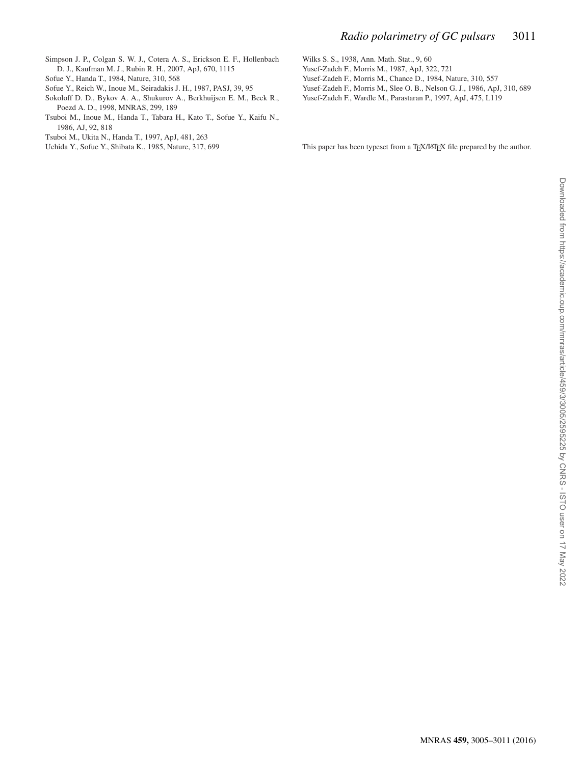Simpson J. P., Colgan S. W. J., Cotera A. S., Erickson E. F., Hollenbach D. J., Kaufman M. J., Rubin R. H., 2007, ApJ, 670, 1115

Sofue Y., Handa T., 1984, Nature, 310, 568

Sofue Y., Reich W., Inoue M., Seiradakis J. H., 1987, PASJ, 39, 95

Sokoloff D. D., Bykov A. A., Shukurov A., Berkhuijsen E. M., Beck R., Poezd A. D., 1998, MNRAS, 299, 189

Tsuboi M., Inoue M., Handa T., Tabara H., Kato T., Sofue Y., Kaifu N., 1986, AJ, 92, 818

Tsuboi M., Ukita N., Handa T., 1997, ApJ, 481, 263

Uchida Y., Sofue Y., Shibata K., 1985, Nature, 317, 699

Wilks S. S., 1938, Ann. Math. Stat., 9, 60

Yusef-Zadeh F., Morris M., 1987, ApJ, 322, 721

Yusef-Zadeh F., Morris M., Chance D., 1984, Nature, 310, 557

Yusef-Zadeh F., Morris M., Slee O. B., Nelson G. J., 1986, ApJ, 310, 689

Yusef-Zadeh F., Wardle M., Parastaran P., 1997, ApJ, 475, L119

This paper has been typeset from a TEX/LATEX file prepared by the author.